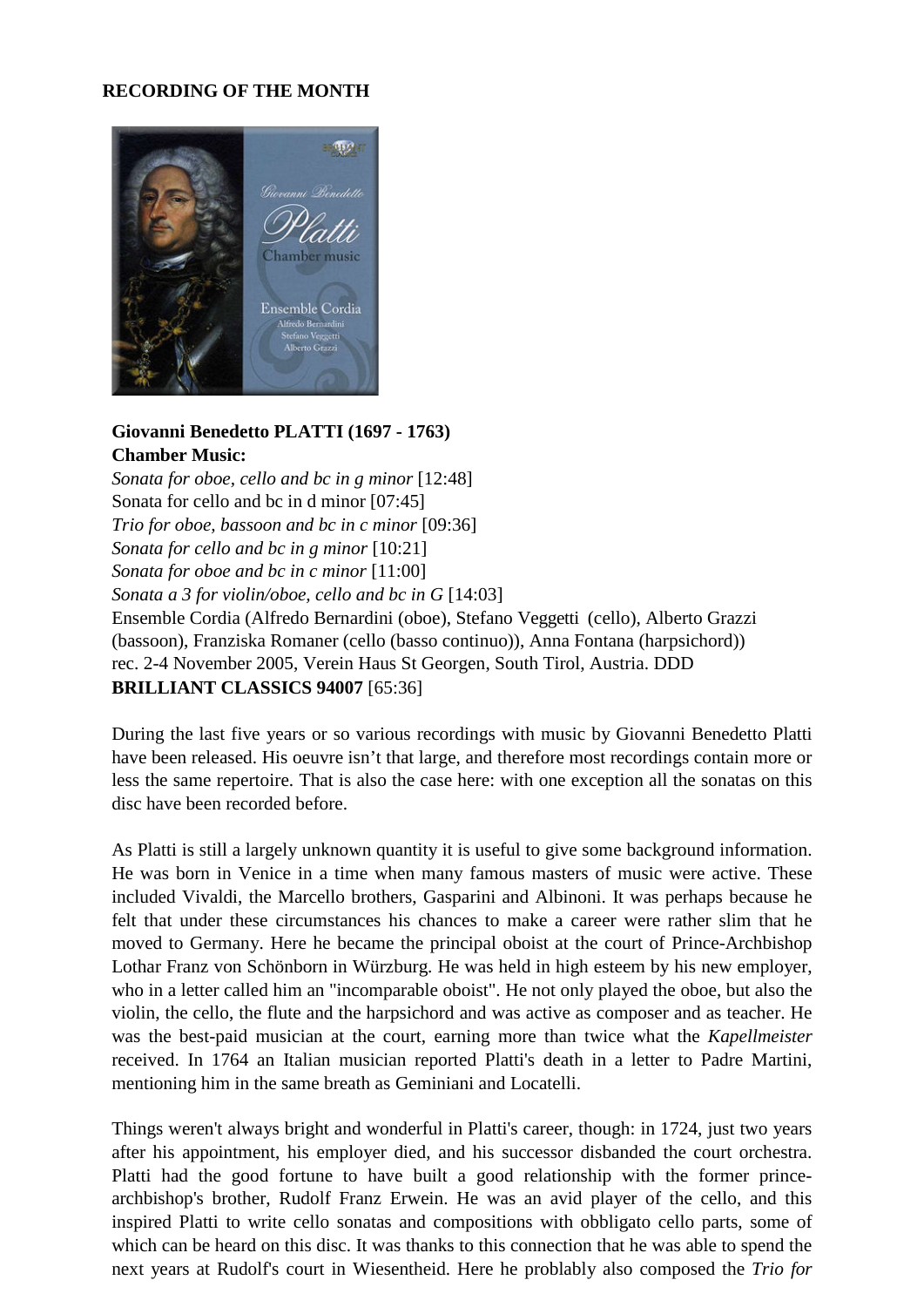**RECORDING OF THE MONTH**

**Giovanni Benedetto PLATTI (1697 - 1763)**
**Chamber Music:**
*Sonata for oboe, cello and bc in g minor* [12:48]
Sonata for cello and bc in d minor [07:45]
*Trio for oboe, bassoon and bc in c minor* [09:36]
*Sonata for cello and bc in g minor* [10:21]
*Sonata for oboe and bc in c minor* [11:00]
*Sonata a 3 for violin/oboe, cello and bc in G* [14:03]
Ensemble Cordia (Alfredo Bernardini (oboe), Stefano Veggetti (cello), Alberto Grazzi (bassoon), Franziska Romaner (cello (basso continuo)), Anna Fontana (harpsichord))
rec. 2-4 November 2005, Verein Haus St Georgen, South Tirol, Austria. DDD
**BRILLIANT CLASSICS 94007** [65:36]

During the last five years or so various recordings with music by Giovanni Benedetto Platti have been released. His oeuvre isn't that large, and therefore most recordings contain more or less the same repertoire. That is also the case here: with one exception all the sonatas on this disc have been recorded before.

As Platti is still a largely unknown quantity it is useful to give some background information. He was born in Venice in a time when many famous masters of music were active. These included Vivaldi, the Marcello brothers, Gasparini and Albinoni. It was perhaps because he felt that under these circumstances his chances to make a career were rather slim that he moved to Germany. Here he became the principal oboist at the court of Prince-Archbishop Lothar Franz von Schönborn in Würzburg. He was held in high esteem by his new employer, who in a letter called him an "incomparable oboist". He not only played the oboe, but also the violin, the cello, the flute and the harpsichord and was active as composer and as teacher. He was the best-paid musician at the court, earning more than twice what the *Kapellmeister* received. In 1764 an Italian musician reported Platti's death in a letter to Padre Martini, mentioning him in the same breath as Geminiani and Locatelli.

Things weren't always bright and wonderful in Platti's career, though: in 1724, just two years after his appointment, his employer died, and his successor disbanded the court orchestra. Platti had the good fortune to have built a good relationship with the former prince-archbishop's brother, Rudolf Franz Erwein. He was an avid player of the cello, and this inspired Platti to write cello sonatas and compositions with obbligato cello parts, some of which can be heard on this disc. It was thanks to this connection that he was able to spend the next years at Rudolf's court in Wiesentheid. Here he problably also composed the *Trio for*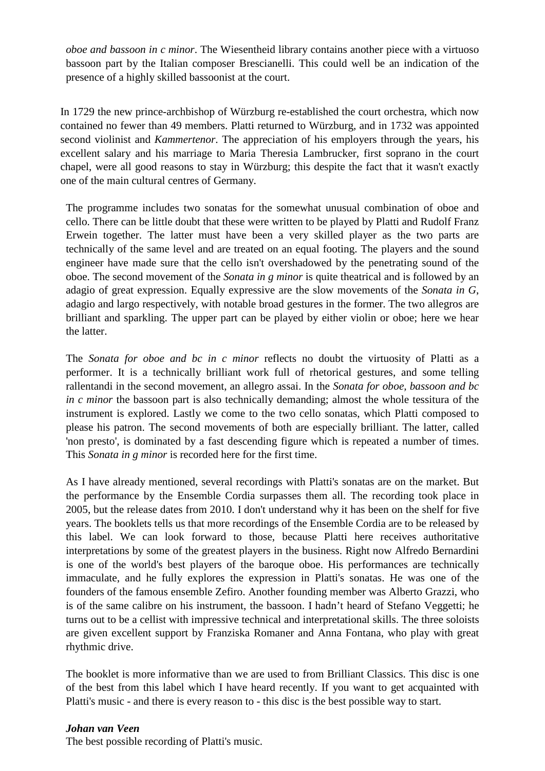*oboe and bassoon in c minor*. The Wiesentheid library contains another piece with a virtuoso bassoon part by the Italian composer Brescianelli. This could well be an indication of the presence of a highly skilled bassoonist at the court.

In 1729 the new prince-archbishop of Würzburg re-established the court orchestra, which now contained no fewer than 49 members. Platti returned to Würzburg, and in 1732 was appointed second violinist and *Kammertenor*. The appreciation of his employers through the years, his excellent salary and his marriage to Maria Theresia Lambrucker, first soprano in the court chapel, were all good reasons to stay in Würzburg; this despite the fact that it wasn't exactly one of the main cultural centres of Germany.

The programme includes two sonatas for the somewhat unusual combination of oboe and cello. There can be little doubt that these were written to be played by Platti and Rudolf Franz Erwein together. The latter must have been a very skilled player as the two parts are technically of the same level and are treated on an equal footing. The players and the sound engineer have made sure that the cello isn't overshadowed by the penetrating sound of the oboe. The second movement of the *Sonata in g minor* is quite theatrical and is followed by an adagio of great expression. Equally expressive are the slow movements of the *Sonata in G*, adagio and largo respectively, with notable broad gestures in the former. The two allegros are brilliant and sparkling. The upper part can be played by either violin or oboe; here we hear the latter.

The *Sonata for oboe and bc in c minor* reflects no doubt the virtuosity of Platti as a performer. It is a technically brilliant work full of rhetorical gestures, and some telling rallentandi in the second movement, an allegro assai. In the *Sonata for oboe, bassoon and bc in c minor* the bassoon part is also technically demanding; almost the whole tessitura of the instrument is explored. Lastly we come to the two cello sonatas, which Platti composed to please his patron. The second movements of both are especially brilliant. The latter, called 'non presto', is dominated by a fast descending figure which is repeated a number of times. This *Sonata in g minor* is recorded here for the first time.

As I have already mentioned, several recordings with Platti's sonatas are on the market. But the performance by the Ensemble Cordia surpasses them all. The recording took place in 2005, but the release dates from 2010. I don't understand why it has been on the shelf for five years. The booklets tells us that more recordings of the Ensemble Cordia are to be released by this label. We can look forward to those, because Platti here receives authoritative interpretations by some of the greatest players in the business. Right now Alfredo Bernardini is one of the world's best players of the baroque oboe. His performances are technically immaculate, and he fully explores the expression in Platti's sonatas. He was one of the founders of the famous ensemble Zefiro. Another founding member was Alberto Grazzi, who is of the same calibre on his instrument, the bassoon. I hadn't heard of Stefano Veggetti; he turns out to be a cellist with impressive technical and interpretational skills. The three soloists are given excellent support by Franziska Romaner and Anna Fontana, who play with great rhythmic drive.

The booklet is more informative than we are used to from Brilliant Classics. This disc is one of the best from this label which I have heard recently. If you want to get acquainted with Platti's music - and there is every reason to - this disc is the best possible way to start.

***Johan van Veen***
The best possible recording of Platti's music.